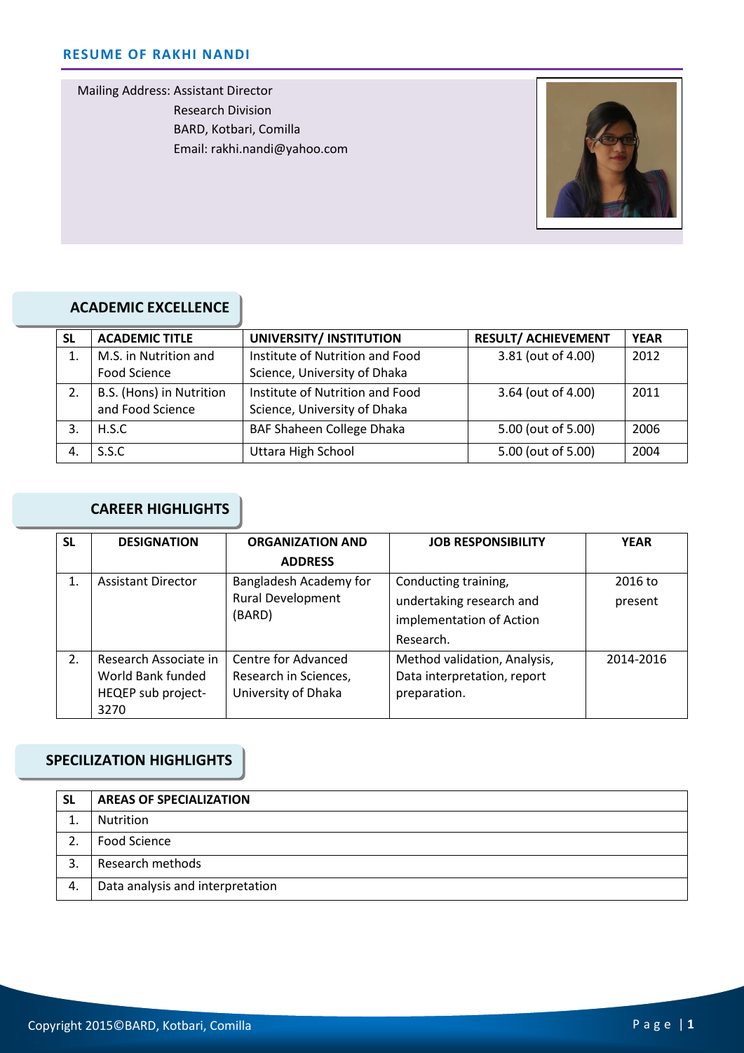# RESUME OF RAKHI NANDI

Mailing Address: Assistant Director
Research Division
BARD, Kotbari, Comilla
Email: rakhi.nandi@yahoo.com

## ACADEMIC EXCELLENCE

| SL | ACADEMIC TITLE | UNIVERSITY/ INSTITUTION | RESULT/ ACHIEVEMENT | YEAR |
|---|---|---|---|---|
| 1. | M.S. in Nutrition and Food Science | Institute of Nutrition and Food Science, University of Dhaka | 3.81 (out of 4.00) | 2012 |
| 2. | B.S. (Hons) in Nutrition and Food Science | Institute of Nutrition and Food Science, University of Dhaka | 3.64 (out of 4.00) | 2011 |
| 3. | H.S.C | BAF Shaheen College Dhaka | 5.00 (out of 5.00) | 2006 |
| 4. | S.S.C | Uttara High School | 5.00 (out of 5.00) | 2004 |

## CAREER HIGHLIGHTS

| SL | DESIGNATION | ORGANIZATION AND ADDRESS | JOB RESPONSIBILITY | YEAR |
|---|---|---|---|---|
| 1. | Assistant Director | Bangladesh Academy for Rural Development (BARD) | Conducting training, undertaking research and implementation of Action Research. | 2016 to present |
| 2. | Research Associate in World Bank funded HEQEP sub project-3270 | Centre for Advanced Research in Sciences, University of Dhaka | Method validation, Analysis, Data interpretation, report preparation. | 2014-2016 |

## SPECILIZATION HIGHLIGHTS

| SL | AREAS OF SPECIALIZATION |
|---|---|
| 1. | Nutrition |
| 2. | Food Science |
| 3. | Research methods |
| 4. | Data analysis and interpretation |

Copyright 2015©BARD, Kotbari, Comilla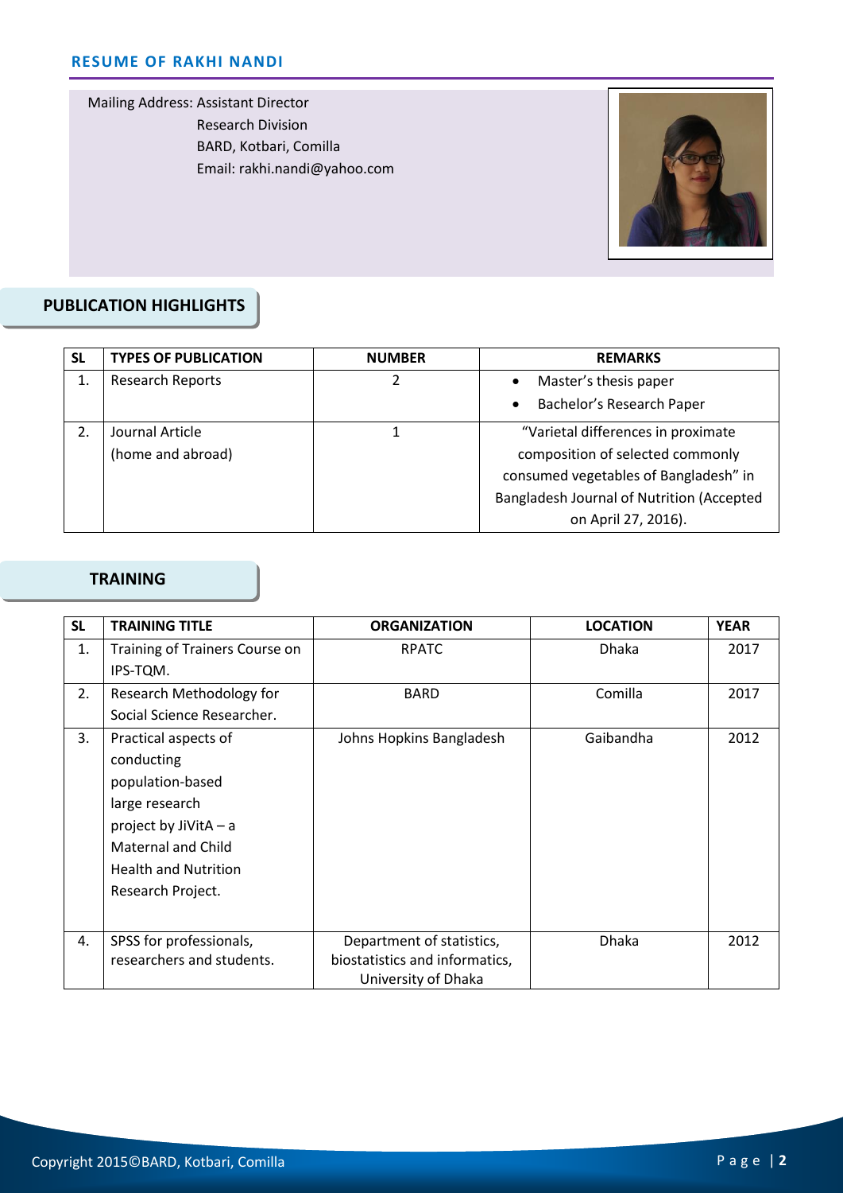**RESUME OF RAKHI NANDI**

Mailing Address: Assistant Director
Research Division
BARD, Kotbari, Comilla
Email: rakhi.nandi@yahoo.com

## PUBLICATION HIGHLIGHTS

| SL | TYPES OF PUBLICATION | NUMBER | REMARKS |
|---|---|---|---|
| 1. | Research Reports | 2 | • Master's thesis paper<br>• Bachelor's Research Paper |
| 2. | Journal Article (home and abroad) | 1 | "Varietal differences in proximate composition of selected commonly consumed vegetables of Bangladesh" in Bangladesh Journal of Nutrition (Accepted on April 27, 2016). |

## TRAINING

| SL | TRAINING TITLE | ORGANIZATION | LOCATION | YEAR |
|---|---|---|---|---|
| 1. | Training of Trainers Course on IPS-TQM. | RPATC | Dhaka | 2017 |
| 2. | Research Methodology for Social Science Researcher. | BARD | Comilla | 2017 |
| 3. | Practical aspects of conducting population-based large research project by JiVitA – a Maternal and Child Health and Nutrition Research Project. | Johns Hopkins Bangladesh | Gaibandha | 2012 |
| 4. | SPSS for professionals, researchers and students. | Department of statistics, biostatistics and informatics, University of Dhaka | Dhaka | 2012 |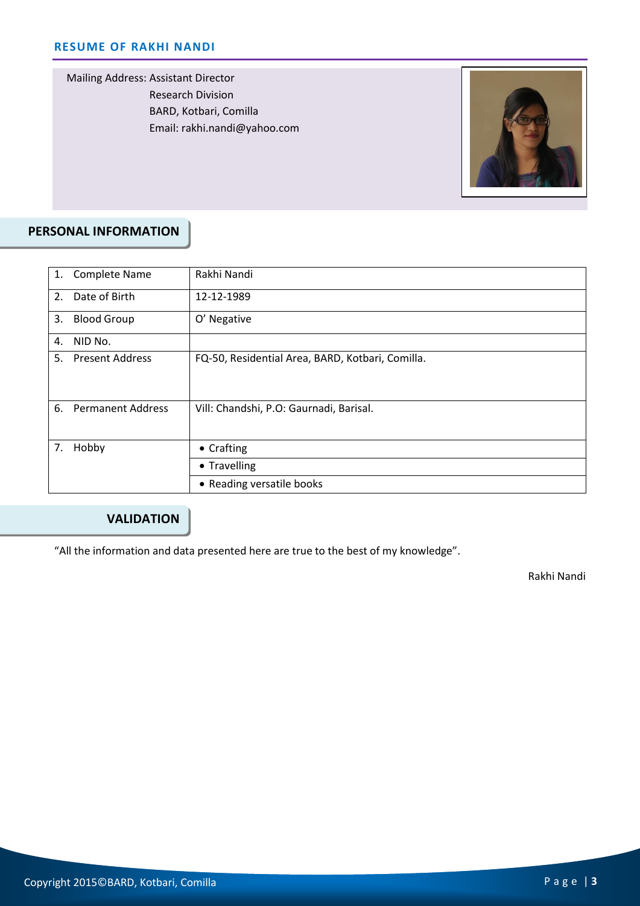# RESUME OF RAKHI NANDI

Mailing Address: Assistant Director
Research Division
BARD, Kotbari, Comilla
Email: rakhi.nandi@yahoo.com

## PERSONAL INFORMATION

| | | |
|---|---|---|
| 1. Complete Name | Rakhi Nandi | |
| 2. Date of Birth | 12-12-1989 | |
| 3. Blood Group | O' Negative | |
| 4. NID No. | | |
| 5. Present Address | FQ-50, Residential Area, BARD, Kotbari, Comilla. | |
| 6. Permanent Address | Vill: Chandshi, P.O: Gaurnadi, Barisal. | |
| 7. Hobby | • Crafting<br>• Travelling<br>• Reading versatile books | |

## VALIDATION

"All the information and data presented here are true to the best of my knowledge".

Rakhi Nandi